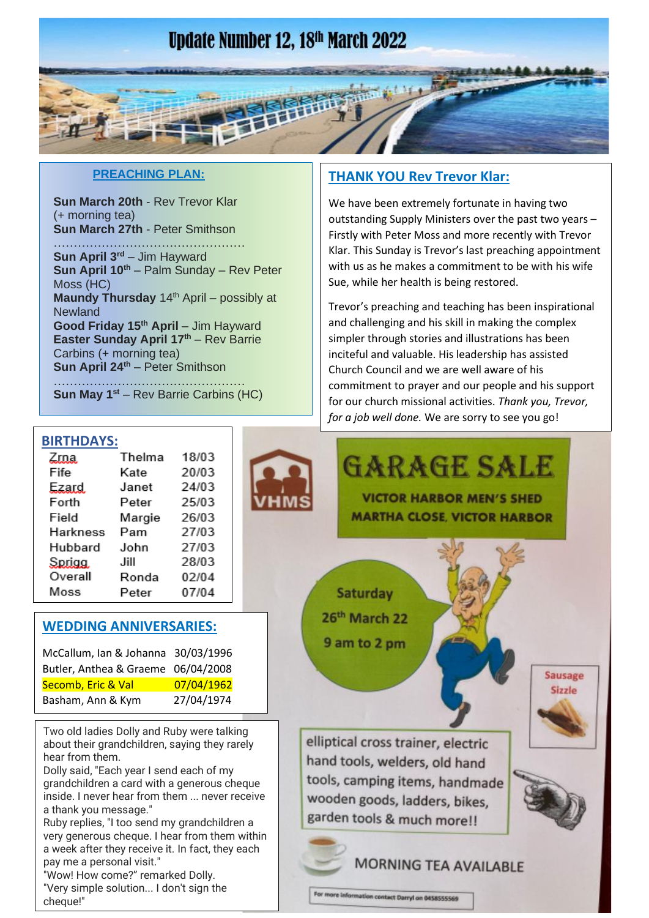# Update Number 12, 18th March 2022

## PREACHING PLAN:

**Sun March 20th** - Rev Trevor Klar (+ morning tea)
**Sun March 27th** - Peter Smithson

………………………………………………

**Sun April 3rd** – Jim Hayward
**Sun April 10th** – Palm Sunday – Rev Peter Moss (HC)
**Maundy Thursday** 14th April – possibly at Newland
**Good Friday 15th April** – Jim Hayward
**Easter Sunday April 17th** – Rev Barrie Carbins (+ morning tea)
**Sun April 24th** – Peter Smithson

………………………………………………

**Sun May 1st** – Rev Barrie Carbins (HC)

## THANK YOU Rev Trevor Klar:

We have been extremely fortunate in having two outstanding Supply Ministers over the past two years – Firstly with Peter Moss and more recently with Trevor Klar. This Sunday is Trevor's last preaching appointment with us as he makes a commitment to be with his wife Sue, while her health is being restored.

Trevor's preaching and teaching has been inspirational and challenging and his skill in making the complex simpler through stories and illustrations has been inciteful and valuable. His leadership has assisted Church Council and we are well aware of his commitment to prayer and our people and his support for our church missional activities. *Thank you, Trevor, for a job well done.* We are sorry to see you go!

## BIRTHDAYS:

| | | |
|---|---|---|
| Zrna | Thelma | 18/03 |
| Fife | Kate | 20/03 |
| Ezard | Janet | 24/03 |
| Forth | Peter | 25/03 |
| Field | Margie | 26/03 |
| Harkness | Pam | 27/03 |
| Hubbard | John | 27/03 |
| Sprigg | Jill | 28/03 |
| Overall | Ronda | 02/04 |
| Moss | Peter | 07/04 |

## WEDDING ANNIVERSARIES:

| | |
|---|---|
| McCallum, Ian & Johanna | 30/03/1996 |
| Butler, Anthea & Graeme | 06/04/2008 |
| Secomb, Eric & Val | 07/04/1962 |
| Basham, Ann & Kym | 27/04/1974 |

Two old ladies Dolly and Ruby were talking about their grandchildren, saying they rarely hear from them.

Dolly said, "Each year I send each of my grandchildren a card with a generous cheque inside. I never hear from them ... never receive a thank you message."

Ruby replies, "I too send my grandchildren a very generous cheque. I hear from them within a week after they receive it. In fact, they each pay me a personal visit."

"Wow! How come?" remarked Dolly.

"Very simple solution... I don't sign the cheque!"

## GARAGE SALE

VHMS

VICTOR HARBOR MEN'S SHED
MARTHA CLOSE, VICTOR HARBOR

Saturday 26th March 22
9 am to 2 pm

Sausage Sizzle

elliptical cross trainer, electric hand tools, welders, old hand tools, camping items, handmade wooden goods, ladders, bikes, garden tools & much more!!

MORNING TEA AVAILABLE

For more information contact Darryl on 0458555569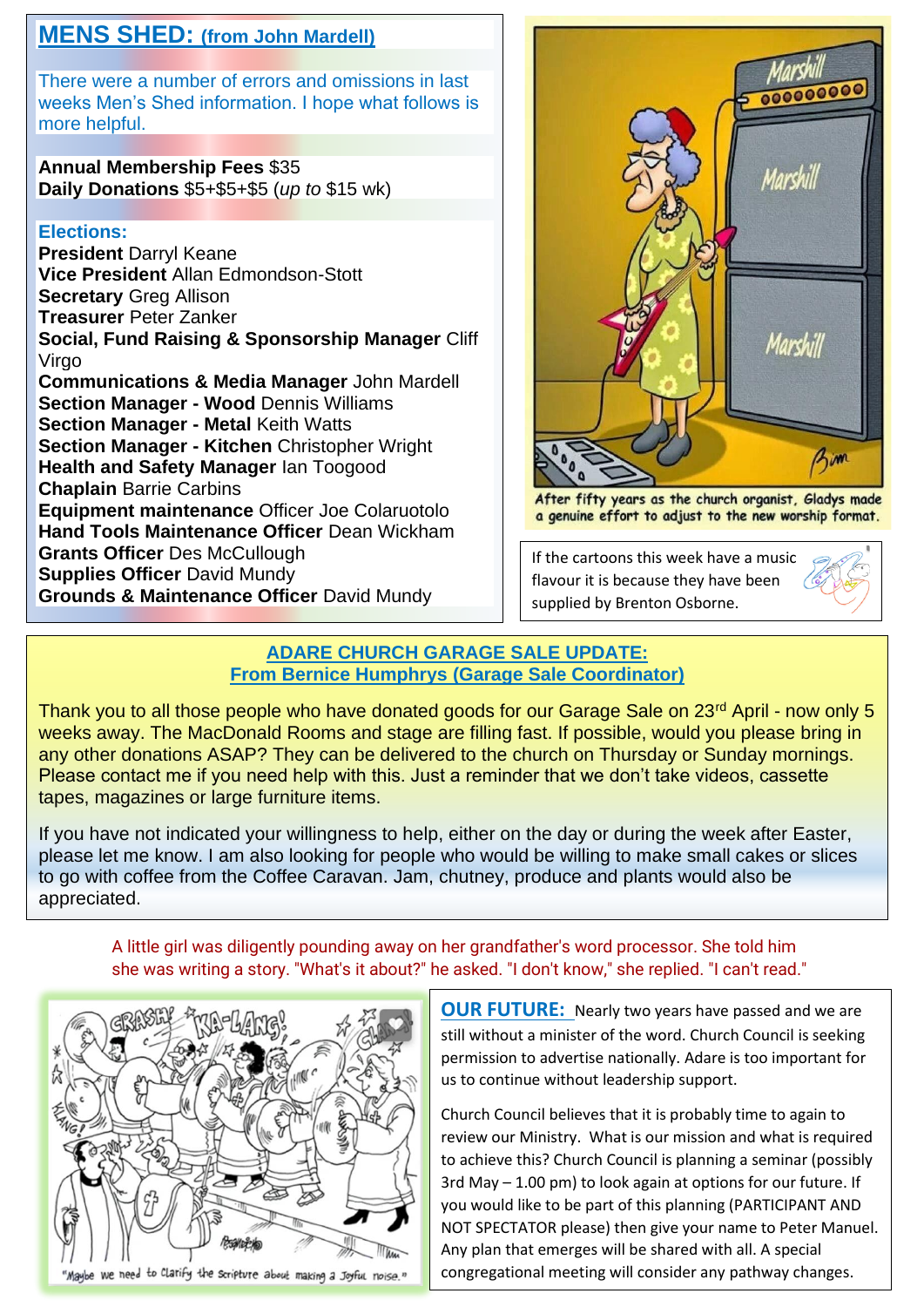## MENS SHED: (from John Mardell)

There were a number of errors and omissions in last weeks Men's Shed information. I hope what follows is more helpful.

**Annual Membership Fees** $35
**Daily Donations** $5+$5+$5 (*up to* $15 wk)

**Elections:**
**President** Darryl Keane
**Vice President** Allan Edmondson-Stott
**Secretary** Greg Allison
**Treasurer** Peter Zanker
**Social, Fund Raising & Sponsorship Manager** Cliff Virgo
**Communications & Media Manager** John Mardell
**Section Manager - Wood** Dennis Williams
**Section Manager - Metal** Keith Watts
**Section Manager - Kitchen** Christopher Wright
**Health and Safety Manager** Ian Toogood
**Chaplain** Barrie Carbins
**Equipment maintenance** Officer Joe Colaruotolo
**Hand Tools Maintenance Officer** Dean Wickham
**Grants Officer** Des McCullough
**Supplies Officer** David Mundy
**Grounds & Maintenance Officer** David Mundy

After fifty years as the church organist, Gladys made a genuine effort to adjust to the new worship format.

If the cartoons this week have a music flavour it is because they have been supplied by Brenton Osborne.

## ADARE CHURCH GARAGE SALE UPDATE:
### From Bernice Humphrys (Garage Sale Coordinator)

Thank you to all those people who have donated goods for our Garage Sale on 23rd April - now only 5 weeks away. The MacDonald Rooms and stage are filling fast. If possible, would you please bring in any other donations ASAP? They can be delivered to the church on Thursday or Sunday mornings. Please contact me if you need help with this. Just a reminder that we don't take videos, cassette tapes, magazines or large furniture items.

If you have not indicated your willingness to help, either on the day or during the week after Easter, please let me know. I am also looking for people who would be willing to make small cakes or slices to go with coffee from the Coffee Caravan. Jam, chutney, produce and plants would also be appreciated.

A little girl was diligently pounding away on her grandfather's word processor. She told him she was writing a story. "What's it about?" he asked. "I don't know," she replied. "I can't read."

"Maybe we need to clarify the scripture about making a joyful noise."

**OUR FUTURE:** Nearly two years have passed and we are still without a minister of the word. Church Council is seeking permission to advertise nationally. Adare is too important for us to continue without leadership support.

Church Council believes that it is probably time to again to review our Ministry. What is our mission and what is required to achieve this? Church Council is planning a seminar (possibly 3rd May – 1.00 pm) to look again at options for our future. If you would like to be part of this planning (PARTICIPANT AND NOT SPECTATOR please) then give your name to Peter Manuel. Any plan that emerges will be shared with all. A special congregational meeting will consider any pathway changes.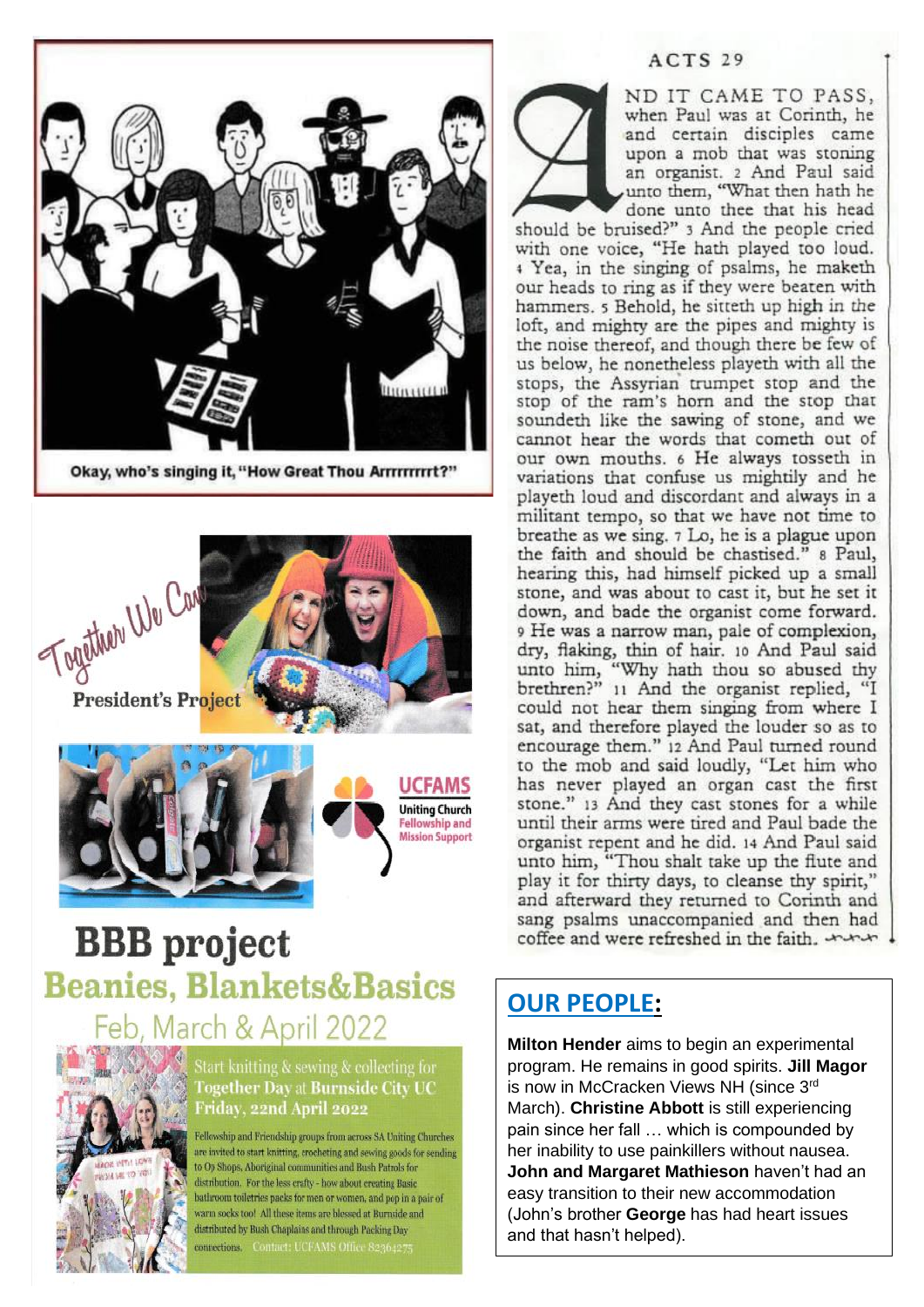Okay, who's singing it, "How Great Thou Arrrrrrrrt?"

Together We Can

President's Project

UCFAMS
Uniting Church Fellowship and Mission Support

# BBB project

## Beanies, Blankets&Basics

### Feb, March & April 2022

Start knitting & sewing & collecting for **Together Day at Burnside City UC Friday, 22nd April 2022**

Fellowship and Friendship groups from across SA Uniting Churches are invited to start knitting, crocheting and sewing goods for sending to Op Shops, Aboriginal communities and Bush Patrols for distribution. For the less crafty - how about creating Basic bathroom toiletries packs for men or women, and pop in a pair of warm socks too! All these items are blessed at Burnside and distributed by Bush Chaplains and through Packing Day connections. Contact: UCFAMS Office 82364275

## ACTS 29

AND IT CAME TO PASS, when Paul was at Corinth, he and certain disciples came upon a mob that was stoning an organist. 2 And Paul said unto them, "What then hath he done unto thee that his head should be bruised?" 3 And the people cried with one voice, "He hath played too loud. 4 Yea, in the singing of psalms, he maketh our heads to ring as if they were beaten with hammers. 5 Behold, he sitteth up high in the loft, and mighty are the pipes and mighty is the noise thereof, and though there be few of us below, he nonetheless playeth with all the stops, the Assyrian trumpet stop and the stop of the ram's horn and the stop that soundeth like the sawing of stone, and we cannot hear the words that cometh out of our own mouths. 6 He always tosseth in variations that confuse us mightily and he playeth loud and discordant and always in a militant tempo, so that we have not time to breathe as we sing. 7 Lo, he is a plague upon the faith and should be chastised." 8 Paul, hearing this, had himself picked up a small stone, and was about to cast it, but he set it down, and bade the organist come forward. 9 He was a narrow man, pale of complexion, dry, flaking, thin of hair. 10 And Paul said unto him, "Why hath thou so abused thy brethren?" 11 And the organist replied, "I could not hear them singing from where I sat, and therefore played the louder so as to encourage them." 12 And Paul turned round to the mob and said loudly, "Let him who has never played an organ cast the first stone." 13 And they cast stones for a while until their arms were tired and Paul bade the organist repent and he did. 14 And Paul said unto him, "Thou shalt take up the flute and play it for thirty days, to cleanse thy spirit," and afterward they returned to Corinth and sang psalms unaccompanied and then had coffee and were refreshed in the faith.

## OUR PEOPLE:

**Milton Hender** aims to begin an experimental program. He remains in good spirits. **Jill Magor** is now in McCracken Views NH (since 3rd March). **Christine Abbott** is still experiencing pain since her fall … which is compounded by her inability to use painkillers without nausea. **John and Margaret Mathieson** haven't had an easy transition to their new accommodation (John's brother **George** has had heart issues and that hasn't helped).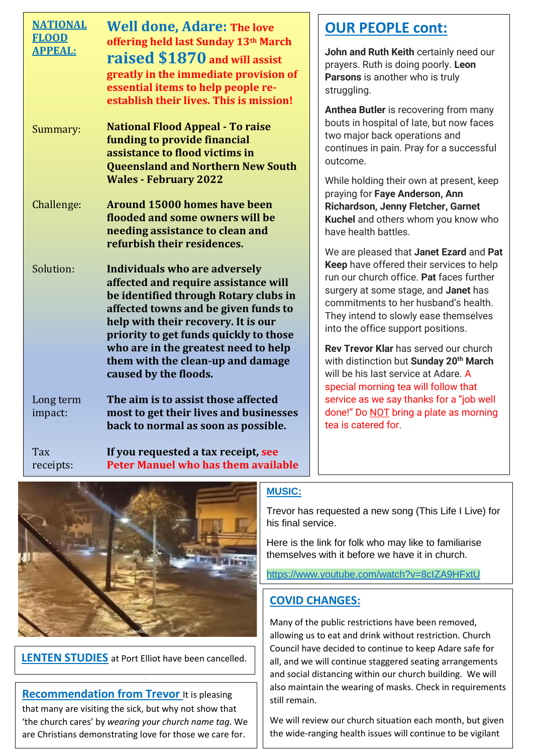## NATIONAL FLOOD APPEAL:

**Well done, Adare: The love offering held last Sunday 13th March raised $1870 and will assist greatly in the immediate provision of essential items to help people re-establish their lives. This is mission!**

Summary: **National Flood Appeal - To raise funding to provide financial assistance to flood victims in Queensland and Northern New South Wales - February 2022**

Challenge: **Around 15000 homes have been flooded and some owners will be needing assistance to clean and refurbish their residences.**

Solution: **Individuals who are adversely affected and require assistance will be identified through Rotary clubs in affected towns and be given funds to help with their recovery. It is our priority to get funds quickly to those who are in the greatest need to help them with the clean-up and damage caused by the floods.**

Long term impact: **The aim is to assist those affected most to get their lives and businesses back to normal as soon as possible.**

Tax receipts: **If you requested a tax receipt, see Peter Manuel who has them available**

## OUR PEOPLE cont:

**John and Ruth Keith** certainly need our prayers. Ruth is doing poorly. **Leon Parsons** is another who is truly struggling.

**Anthea Butler** is recovering from many bouts in hospital of late, but now faces two major back operations and continues in pain. Pray for a successful outcome.

While holding their own at present, keep praying for **Faye Anderson, Ann Richardson, Jenny Fletcher, Garnet Kuchel** and others whom you know who have health battles.

We are pleased that **Janet Ezard** and **Pat Keep** have offered their services to help run our church office. **Pat** faces further surgery at some stage, and **Janet** has commitments to her husband's health. They intend to slowly ease themselves into the office support positions.

**Rev Trevor Klar** has served our church with distinction but **Sunday 20th March** will be his last service at Adare. A special morning tea will follow that service as we say thanks for a "job well done!" Do NOT bring a plate as morning tea is catered for.

## MUSIC:

Trevor has requested a new song (This Life I Live) for his final service.

Here is the link for folk who may like to familiarise themselves with it before we have it in church.

https://www.youtube.com/watch?v=8cIZA9HFxtU

## LENTEN STUDIES at Port Elliot have been cancelled.

## Recommendation from Trevor

It is pleasing that many are visiting the sick, but why not show that 'the church cares' by *wearing your church name tag*. We are Christians demonstrating love for those we care for.

## COVID CHANGES:

Many of the public restrictions have been removed, allowing us to eat and drink without restriction. Church Council have decided to continue to keep Adare safe for all, and we will continue staggered seating arrangements and social distancing within our church building. We will also maintain the wearing of masks. Check in requirements still remain.

We will review our church situation each month, but given the wide-ranging health issues will continue to be vigilant